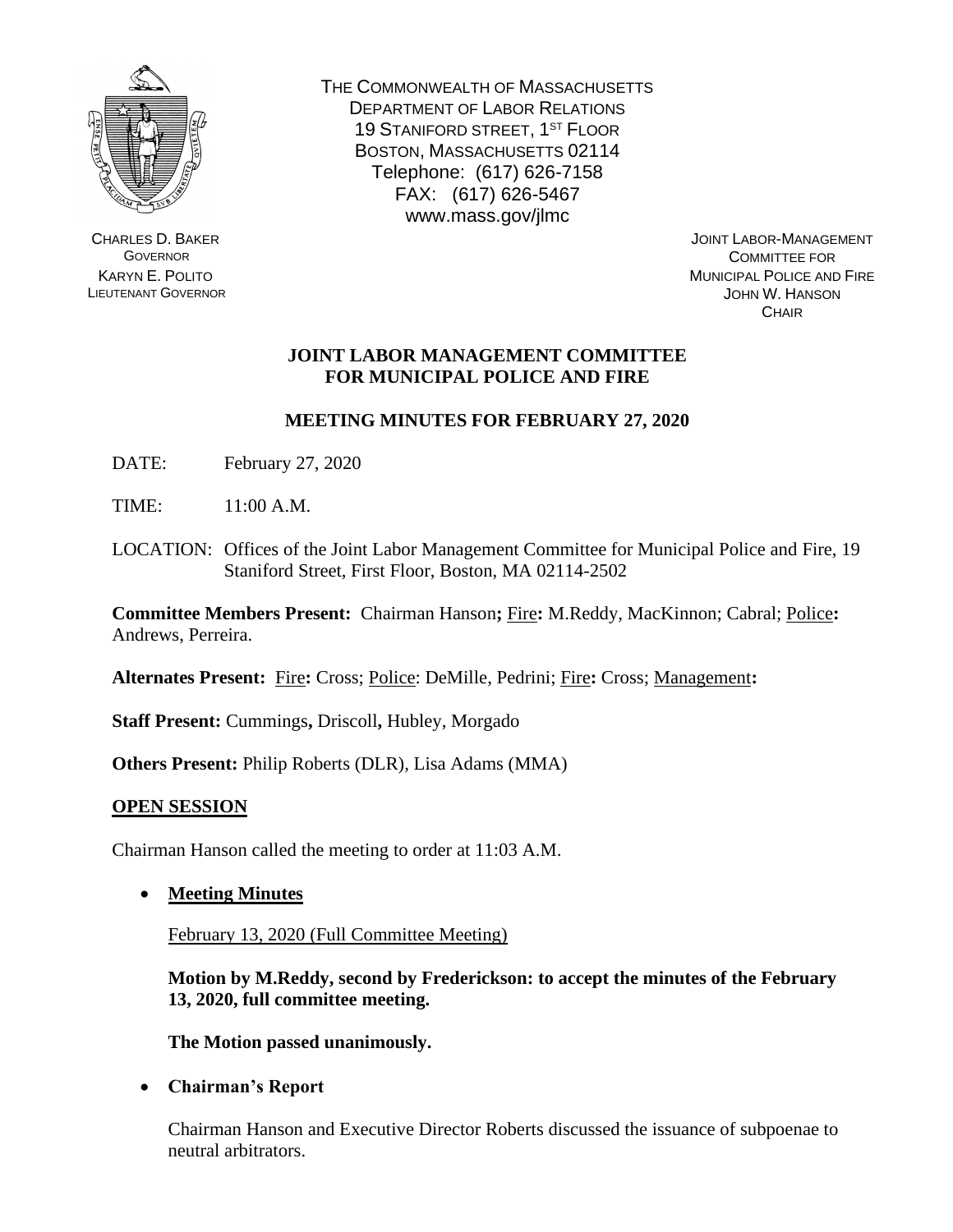THE COMMONWEALTH OF MASSACHUSETTS
DEPARTMENT OF LABOR RELATIONS
19 STANIFORD STREET, 1ST FLOOR
BOSTON, MASSACHUSETTS 02114
Telephone: (617) 626-7158
FAX: (617) 626-5467
www.mass.gov/jlmc

CHARLES D. BAKER
GOVERNOR
KARYN E. POLITO
LIEUTENANT GOVERNOR

JOINT LABOR-MANAGEMENT
COMMITTEE FOR
MUNICIPAL POLICE AND FIRE
JOHN W. HANSON
CHAIR

## JOINT LABOR MANAGEMENT COMMITTEE FOR MUNICIPAL POLICE AND FIRE

### MEETING MINUTES FOR FEBRUARY 27, 2020

DATE: February 27, 2020

TIME: 11:00 A.M.

LOCATION: Offices of the Joint Labor Management Committee for Municipal Police and Fire, 19 Staniford Street, First Floor, Boston, MA 02114-2502

**Committee Members Present:** Chairman Hanson**;** Fire**:** M.Reddy, MacKinnon; Cabral; Police**:** Andrews, Perreira.

**Alternates Present:** Fire**:** Cross; Police: DeMille, Pedrini; Fire**:** Cross; Management**:**

**Staff Present:** Cummings**,** Driscoll**,** Hubley, Morgado

**Others Present:** Philip Roberts (DLR), Lisa Adams (MMA)

**OPEN SESSION**

Chairman Hanson called the meeting to order at 11:03 A.M.

- **Meeting Minutes**

  February 13, 2020 (Full Committee Meeting)

  **Motion by M.Reddy, second by Frederickson: to accept the minutes of the February 13, 2020, full committee meeting.**

  **The Motion passed unanimously.**

- **Chairman's Report**

  Chairman Hanson and Executive Director Roberts discussed the issuance of subpoenae to neutral arbitrators.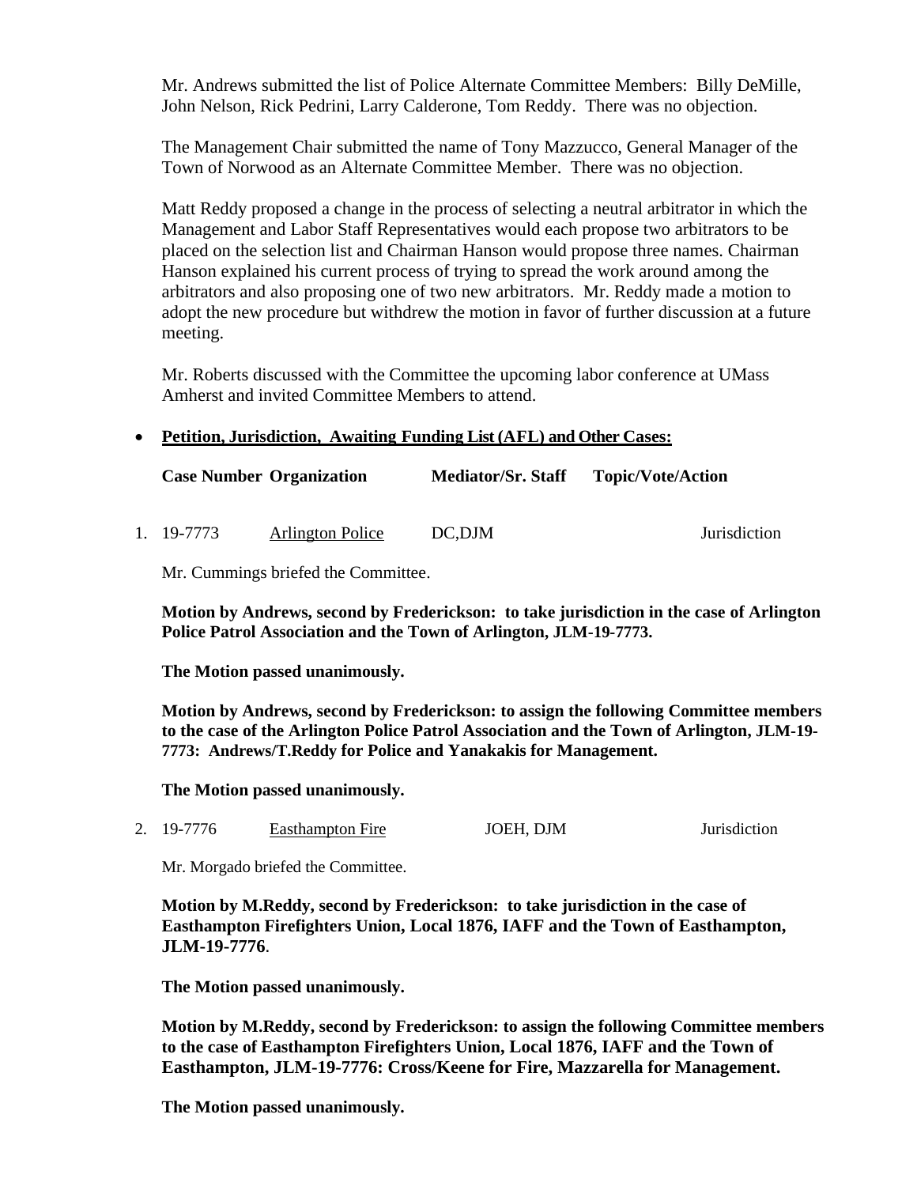Mr. Andrews submitted the list of Police Alternate Committee Members: Billy DeMille, John Nelson, Rick Pedrini, Larry Calderone, Tom Reddy. There was no objection.

The Management Chair submitted the name of Tony Mazzucco, General Manager of the Town of Norwood as an Alternate Committee Member. There was no objection.

Matt Reddy proposed a change in the process of selecting a neutral arbitrator in which the Management and Labor Staff Representatives would each propose two arbitrators to be placed on the selection list and Chairman Hanson would propose three names. Chairman Hanson explained his current process of trying to spread the work around among the arbitrators and also proposing one of two new arbitrators. Mr. Reddy made a motion to adopt the new procedure but withdrew the motion in favor of further discussion at a future meeting.

Mr. Roberts discussed with the Committee the upcoming labor conference at UMass Amherst and invited Committee Members to attend.

- **Petition, Jurisdiction, Awaiting Funding List (AFL) and Other Cases:**

| | Case Number | Organization | Mediator/Sr. Staff | Topic/Vote/Action |
|---|---|---|---|---|
| 1. | 19-7773 | Arlington Police | DC,DJM | Jurisdiction |

Mr. Cummings briefed the Committee.

**Motion by Andrews, second by Frederickson: to take jurisdiction in the case of Arlington Police Patrol Association and the Town of Arlington, JLM-19-7773.**

**The Motion passed unanimously.**

**Motion by Andrews, second by Frederickson: to assign the following Committee members to the case of the Arlington Police Patrol Association and the Town of Arlington, JLM-19-7773: Andrews/T.Reddy for Police and Yanakakis for Management.**

**The Motion passed unanimously.**

| | Case Number | Organization | Mediator/Sr. Staff | Topic/Vote/Action |
|---|---|---|---|---|
| 2. | 19-7776 | Easthampton Fire | JOEH, DJM | Jurisdiction |

Mr. Morgado briefed the Committee.

**Motion by M.Reddy, second by Frederickson: to take jurisdiction in the case of Easthampton Firefighters Union, Local 1876, IAFF and the Town of Easthampton, JLM-19-7776**.

**The Motion passed unanimously.**

**Motion by M.Reddy, second by Frederickson: to assign the following Committee members to the case of Easthampton Firefighters Union, Local 1876, IAFF and the Town of Easthampton, JLM-19-7776: Cross/Keene for Fire, Mazzarella for Management.**

**The Motion passed unanimously.**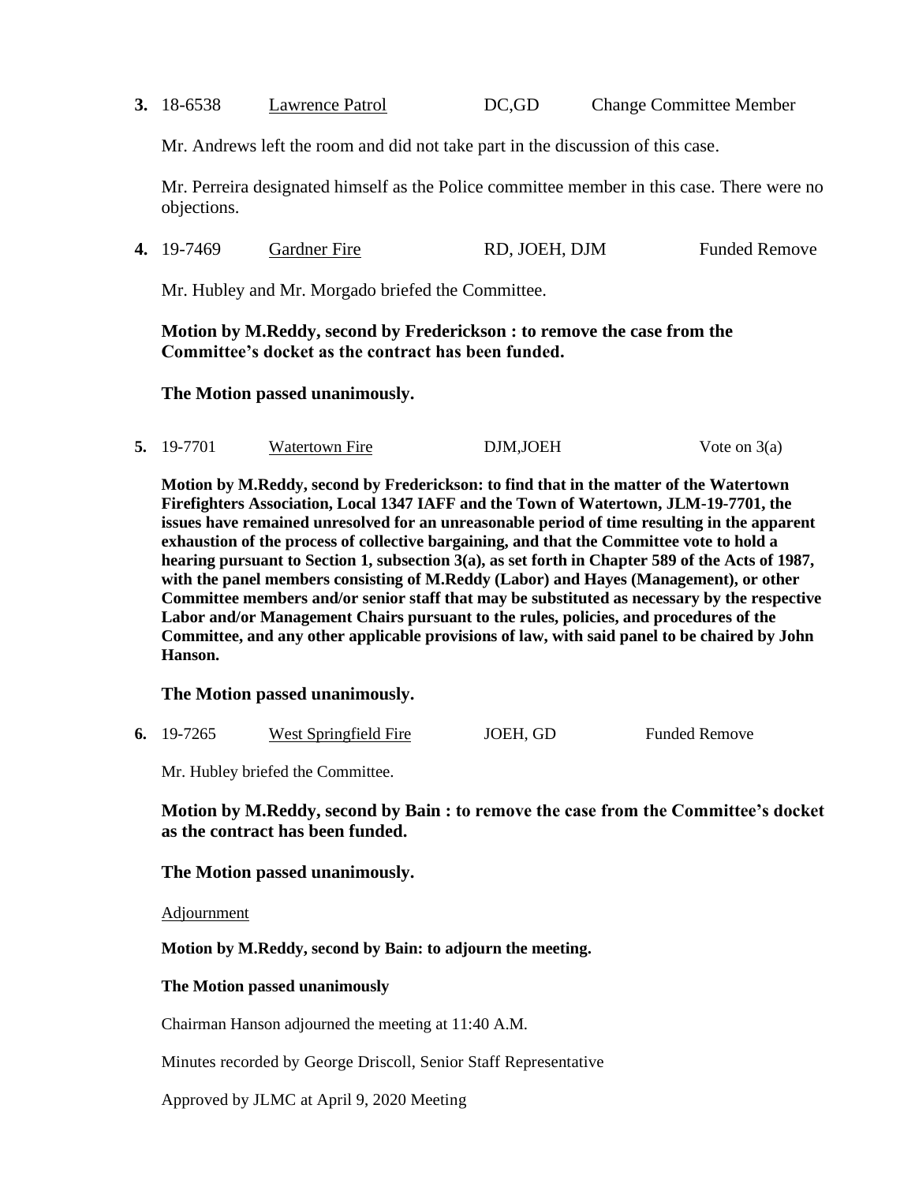**3.** 18-6538 Lawrence Patrol DC,GD Change Committee Member

Mr. Andrews left the room and did not take part in the discussion of this case.

Mr. Perreira designated himself as the Police committee member in this case. There were no objections.

**4.** 19-7469 Gardner Fire RD, JOEH, DJM Funded Remove

Mr. Hubley and Mr. Morgado briefed the Committee.

**Motion by M.Reddy, second by Frederickson : to remove the case from the Committee's docket as the contract has been funded.**

**The Motion passed unanimously.**

**5.** 19-7701 Watertown Fire DJM,JOEH Vote on 3(a)

**Motion by M.Reddy, second by Frederickson: to find that in the matter of the Watertown Firefighters Association, Local 1347 IAFF and the Town of Watertown, JLM-19-7701, the issues have remained unresolved for an unreasonable period of time resulting in the apparent exhaustion of the process of collective bargaining, and that the Committee vote to hold a hearing pursuant to Section 1, subsection 3(a), as set forth in Chapter 589 of the Acts of 1987, with the panel members consisting of M.Reddy (Labor) and Hayes (Management), or other Committee members and/or senior staff that may be substituted as necessary by the respective Labor and/or Management Chairs pursuant to the rules, policies, and procedures of the Committee, and any other applicable provisions of law, with said panel to be chaired by John Hanson.**

**The Motion passed unanimously.**

**6.** 19-7265 West Springfield Fire JOEH, GD Funded Remove

Mr. Hubley briefed the Committee.

**Motion by M.Reddy, second by Bain : to remove the case from the Committee's docket as the contract has been funded.**

**The Motion passed unanimously.**

Adjournment

**Motion by M.Reddy, second by Bain: to adjourn the meeting.**

**The Motion passed unanimously**

Chairman Hanson adjourned the meeting at 11:40 A.M.

Minutes recorded by George Driscoll, Senior Staff Representative

Approved by JLMC at April 9, 2020 Meeting